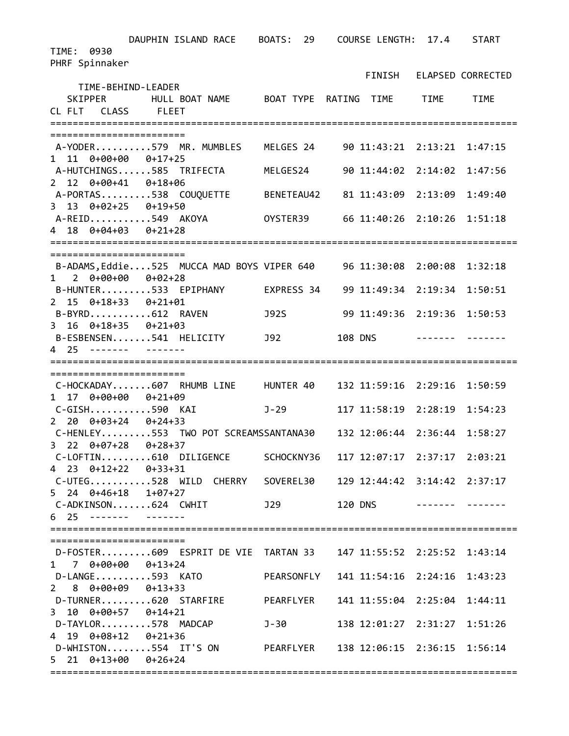DAUPHIN ISLAND RACE    BOATS: 29    COURSE LENGTH: 17.4    START TIME: 0930

PHRF Spinnaker

| SKIPPER | HULL | BOAT NAME | BOAT TYPE | RATING | FINISH TIME | ELAPSED TIME | CORRECTED TIME | CL | FLT | TIME-BEHIND-LEADER CLASS | FLEET |
|---|---|---|---|---|---|---|---|---|---|---|---|
| A-YODER | 579 | MR. MUMBLES | MELGES 24 | 90 | 11:43:21 | 2:13:21 | 1:47:15 | 1 | 11 | 0+00+00 | 0+17+25 |
| A-HUTCHINGS | 585 | TRIFECTA | MELGES24 | 90 | 11:44:02 | 2:14:02 | 1:47:56 | 2 | 12 | 0+00+41 | 0+18+06 |
| A-PORTAS | 538 | COUQUETTE | BENETEAU42 | 81 | 11:43:09 | 2:13:09 | 1:49:40 | 3 | 13 | 0+02+25 | 0+19+50 |
| A-REID | 549 | AKOYA | OYSTER39 | 66 | 11:40:26 | 2:10:26 | 1:51:18 | 4 | 18 | 0+04+03 | 0+21+28 |
| B-ADAMS,Eddie | 525 | MUCCA MAD BOYS | VIPER 640 | 96 | 11:30:08 | 2:00:08 | 1:32:18 | 1 | 2 | 0+00+00 | 0+02+28 |
| B-HUNTER | 533 | EPIPHANY | EXPRESS 34 | 99 | 11:49:34 | 2:19:34 | 1:50:51 | 2 | 15 | 0+18+33 | 0+21+01 |
| B-BYRD | 612 | RAVEN | J92S | 99 | 11:49:36 | 2:19:36 | 1:50:53 | 3 | 16 | 0+18+35 | 0+21+03 |
| B-ESBENSEN | 541 | HELICITY | J92 | 108 | DNS | ------- | ------- | 4 | 25 | ------- | ------- |
| C-HOCKADAY | 607 | RHUMB LINE | HUNTER 40 | 132 | 11:59:16 | 2:29:16 | 1:50:59 | 1 | 17 | 0+00+00 | 0+21+09 |
| C-GISH | 590 | KAI | J-29 | 117 | 11:58:19 | 2:28:19 | 1:54:23 | 2 | 20 | 0+03+24 | 0+24+33 |
| C-HENLEY | 553 | TWO POT SCREAMS | SANTANA30 | 132 | 12:06:44 | 2:36:44 | 1:58:27 | 3 | 22 | 0+07+28 | 0+28+37 |
| C-LOFTIN | 610 | DILIGENCE | SCHOCKNY36 | 117 | 12:07:17 | 2:37:17 | 2:03:21 | 4 | 23 | 0+12+22 | 0+33+31 |
| C-UTEG | 528 | WILD CHERRY | SOVEREL30 | 129 | 12:44:42 | 3:14:42 | 2:37:17 | 5 | 24 | 0+46+18 | 1+07+27 |
| C-ADKINSON | 624 | CWHIT | J29 | 120 | DNS | ------- | ------- | 6 | 25 | ------- | ------- |
| D-FOSTER | 609 | ESPRIT DE VIE | TARTAN 33 | 147 | 11:55:52 | 2:25:52 | 1:43:14 | 1 | 7 | 0+00+00 | 0+13+24 |
| D-LANGE | 593 | KATO | PEARSONFLY | 141 | 11:54:16 | 2:24:16 | 1:43:23 | 2 | 8 | 0+00+09 | 0+13+33 |
| D-TURNER | 620 | STARFIRE | PEARFLYER | 141 | 11:55:04 | 2:25:04 | 1:44:11 | 3 | 10 | 0+00+57 | 0+14+21 |
| D-TAYLOR | 578 | MADCAP | J-30 | 138 | 12:01:27 | 2:31:27 | 1:51:26 | 4 | 19 | 0+08+12 | 0+21+36 |
| D-WHISTON | 554 | IT'S ON | PEARFLYER | 138 | 12:06:15 | 2:36:15 | 1:56:14 | 5 | 21 | 0+13+00 | 0+26+24 |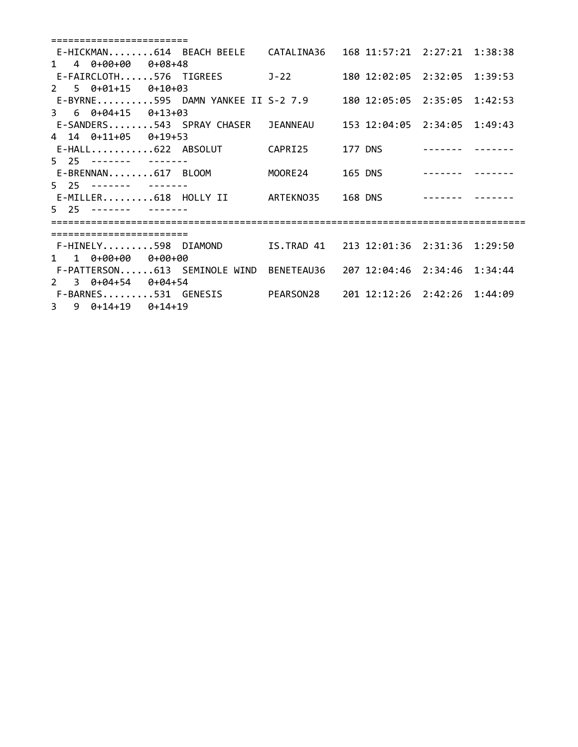```
========================
 E-HICKMAN........614  BEACH BEELE    CATALINA36   168 11:57:21  2:27:21  1:38:38
1  4  0+00+00   0+08+48
 E-FAIRCLOTH......576  TIGREES        J-22         180 12:02:05  2:32:05  1:39:53
2  5  0+01+15   0+10+03
 E-BYRNE..........595  DAMN YANKEE II S-2 7.9      180 12:05:05  2:35:05  1:42:53
3  6  0+04+15   0+13+03
 E-SANDERS........543  SPRAY CHASER   JEANNEAU     153 12:04:05  2:34:05  1:49:43
4  14  0+11+05   0+19+53
 E-HALL...........622  ABSOLUT        CAPRI25      177 DNS       -------  -------
5  25  -------   -------
 E-BRENNAN........617  BLOOM          MOORE24      165 DNS       -------  -------
5  25  -------   -------
 E-MILLER.........618  HOLLY II       ARTEKNO35    168 DNS       -------  -------
5  25  -------   -------
================================================================================
========================
 F-HINELY.........598  DIAMOND        IS.TRAD 41   213 12:01:36  2:31:36  1:29:50
1  1  0+00+00   0+00+00
 F-PATTERSON......613  SEMINOLE WIND  BENETEAU36   207 12:04:46  2:34:46  1:34:44
2  3  0+04+54   0+04+54
 F-BARNES.........531  GENESIS        PEARSON28    201 12:12:26  2:42:26  1:44:09
3  9  0+14+19   0+14+19
```